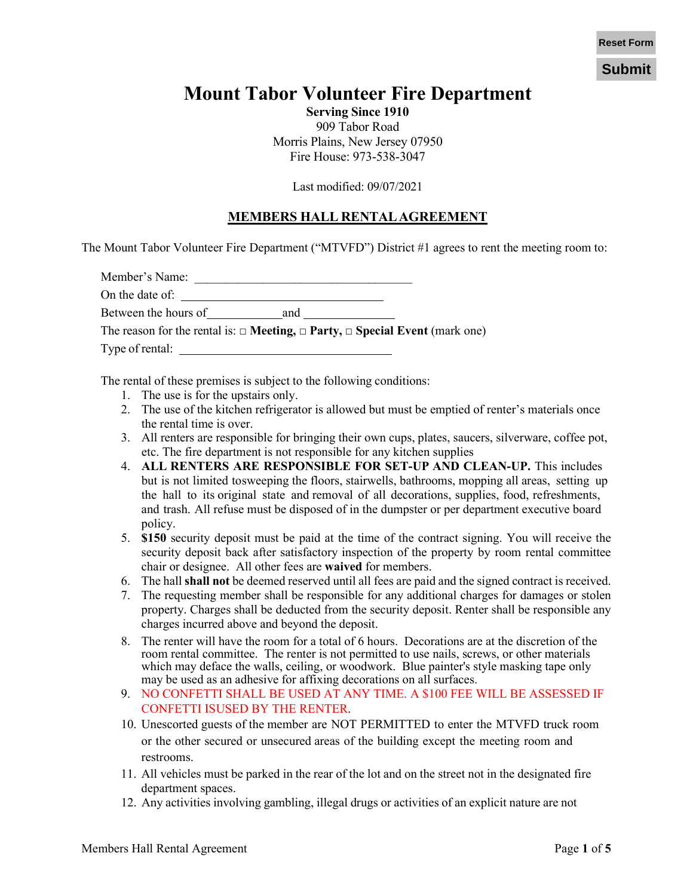Reset Form

Submit

# Mount Tabor Volunteer Fire Department

**Serving Since 1910**
909 Tabor Road
Morris Plains, New Jersey 07950
Fire House: 973-538-3047

Last modified: 09/07/2021

## MEMBERS HALL RENTAL AGREEMENT

The Mount Tabor Volunteer Fire Department ("MTVFD") District #1 agrees to rent the meeting room to:

Member's Name: ___________________________________

On the date of: ________________________________

Between the hours of____________and ______________

The reason for the rental is: □ **Meeting,** □ **Party,** □ **Special Event** (mark one)

Type of rental: __________________________________

The rental of these premises is subject to the following conditions:

1. The use is for the upstairs only.
2. The use of the kitchen refrigerator is allowed but must be emptied of renter's materials once the rental time is over.
3. All renters are responsible for bringing their own cups, plates, saucers, silverware, coffee pot, etc. The fire department is not responsible for any kitchen supplies
4. **ALL RENTERS ARE RESPONSIBLE FOR SET-UP AND CLEAN-UP.** This includes but is not limited tosweeping the floors, stairwells, bathrooms, mopping all areas, setting up the hall to its original state and removal of all decorations, supplies, food, refreshments, and trash. All refuse must be disposed of in the dumpster or per department executive board policy.
5. **$150** security deposit must be paid at the time of the contract signing. You will receive the security deposit back after satisfactory inspection of the property by room rental committee chair or designee. All other fees are **waived** for members.
6. The hall **shall not** be deemed reserved until all fees are paid and the signed contract is received.
7. The requesting member shall be responsible for any additional charges for damages or stolen property. Charges shall be deducted from the security deposit. Renter shall be responsible any charges incurred above and beyond the deposit.
8. The renter will have the room for a total of 6 hours. Decorations are at the discretion of the room rental committee. The renter is not permitted to use nails, screws, or other materials which may deface the walls, ceiling, or woodwork. Blue painter's style masking tape only may be used as an adhesive for affixing decorations on all surfaces.
9. NO CONFETTI SHALL BE USED AT ANY TIME. A $100 FEE WILL BE ASSESSED IF CONFETTI ISUSED BY THE RENTER.
10. Unescorted guests of the member are NOT PERMITTED to enter the MTVFD truck room or the other secured or unsecured areas of the building except the meeting room and restrooms.
11. All vehicles must be parked in the rear of the lot and on the street not in the designated fire department spaces.
12. Any activities involving gambling, illegal drugs or activities of an explicit nature are not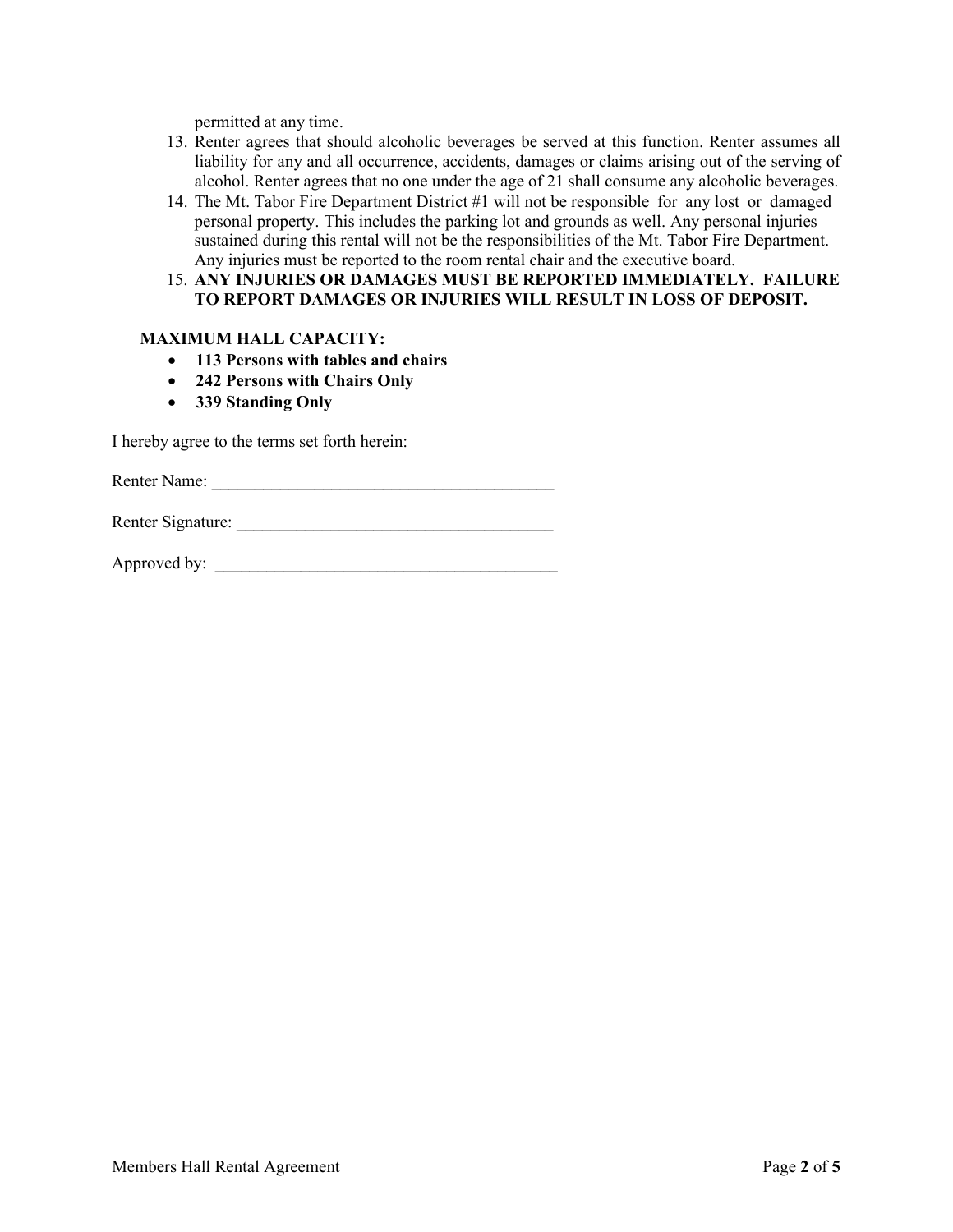permitted at any time.

13. Renter agrees that should alcoholic beverages be served at this function. Renter assumes all liability for any and all occurrence, accidents, damages or claims arising out of the serving of alcohol. Renter agrees that no one under the age of 21 shall consume any alcoholic beverages.
14. The Mt. Tabor Fire Department District #1 will not be responsible for any lost or damaged personal property. This includes the parking lot and grounds as well. Any personal injuries sustained during this rental will not be the responsibilities of the Mt. Tabor Fire Department. Any injuries must be reported to the room rental chair and the executive board.
15. **ANY INJURIES OR DAMAGES MUST BE REPORTED IMMEDIATELY. FAILURE TO REPORT DAMAGES OR INJURIES WILL RESULT IN LOSS OF DEPOSIT.**

**MAXIMUM HALL CAPACITY:**

- **113 Persons with tables and chairs**
- **242 Persons with Chairs Only**
- **339 Standing Only**

I hereby agree to the terms set forth herein:

Renter Name: ________________________________________

Renter Signature: _____________________________________

Approved by: ________________________________________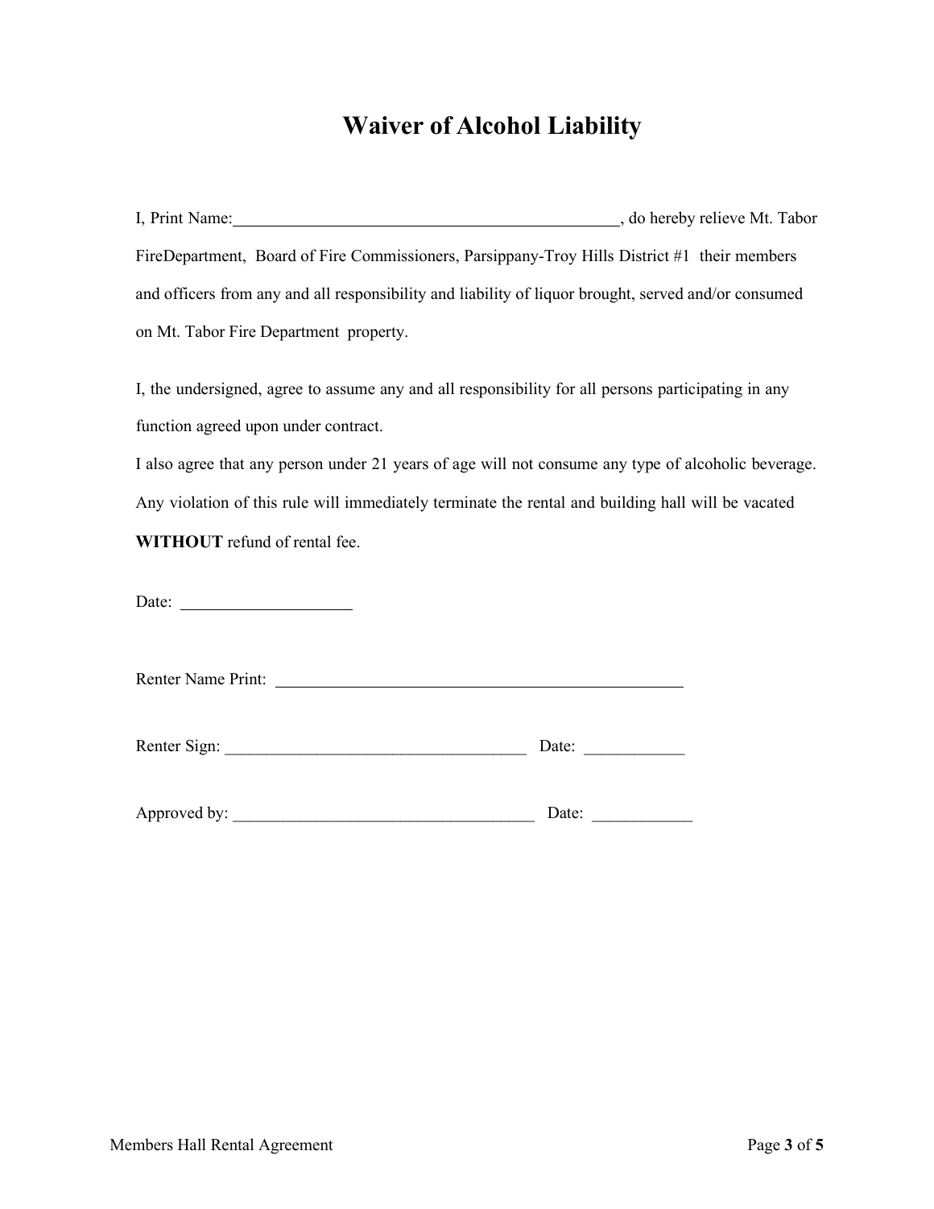# Waiver of Alcohol Liability

I, Print Name:_______________________________________________, do hereby relieve Mt. Tabor FireDepartment, Board of Fire Commissioners, Parsippany-Troy Hills District #1 their members and officers from any and all responsibility and liability of liquor brought, served and/or consumed on Mt. Tabor Fire Department property.

I, the undersigned, agree to assume any and all responsibility for all persons participating in any function agreed upon under contract.

I also agree that any person under 21 years of age will not consume any type of alcoholic beverage. Any violation of this rule will immediately terminate the rental and building hall will be vacated **WITHOUT** refund of rental fee.

Date: ____________________

Renter Name Print: __________________________________________________

Renter Sign: ____________________________________ Date: ____________

Approved by: ____________________________________ Date: ____________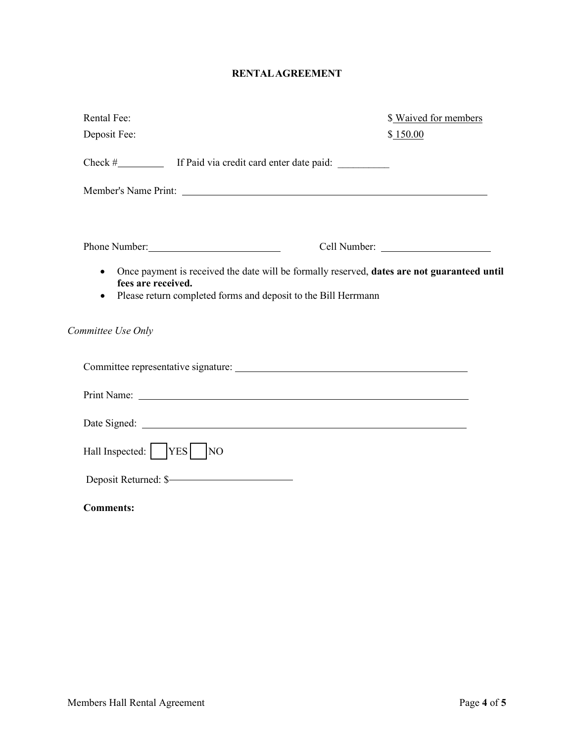**RENTAL AGREEMENT**

Rental Fee: $ Waived for members

Deposit Fee: $ 150.00

Check # __________ If Paid via credit card enter date paid: __________

Member's Name Print: ______________________________________________

Phone Number: ______________________ Cell Number: ______________________

- Once payment is received the date will be formally reserved, **dates are not guaranteed until fees are received.**
- Please return completed forms and deposit to the Bill Herrmann

*Committee Use Only*

Committee representative signature: ______________________________________

Print Name: ______________________________________________

Date Signed: ______________________________________________

Hall Inspected: ☐ YES ☐ NO

Deposit Returned: $______________________

**Comments:**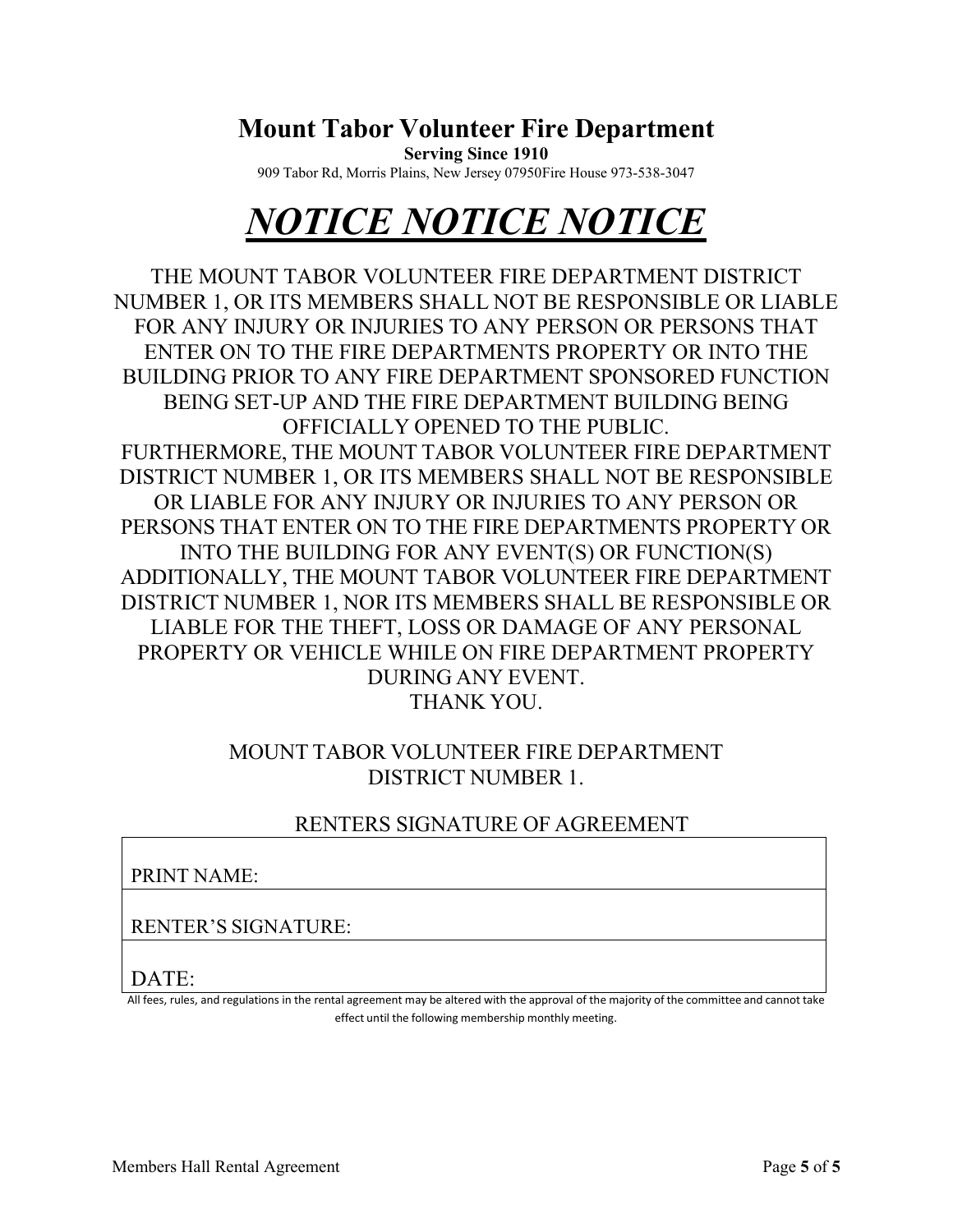# Mount Tabor Volunteer Fire Department

**Serving Since 1910**

909 Tabor Rd, Morris Plains, New Jersey 07950Fire House 973-538-3047

# ***NOTICE NOTICE NOTICE***

THE MOUNT TABOR VOLUNTEER FIRE DEPARTMENT DISTRICT NUMBER 1, OR ITS MEMBERS SHALL NOT BE RESPONSIBLE OR LIABLE FOR ANY INJURY OR INJURIES TO ANY PERSON OR PERSONS THAT ENTER ON TO THE FIRE DEPARTMENTS PROPERTY OR INTO THE BUILDING PRIOR TO ANY FIRE DEPARTMENT SPONSORED FUNCTION BEING SET-UP AND THE FIRE DEPARTMENT BUILDING BEING OFFICIALLY OPENED TO THE PUBLIC.

FURTHERMORE, THE MOUNT TABOR VOLUNTEER FIRE DEPARTMENT DISTRICT NUMBER 1, OR ITS MEMBERS SHALL NOT BE RESPONSIBLE OR LIABLE FOR ANY INJURY OR INJURIES TO ANY PERSON OR PERSONS THAT ENTER ON TO THE FIRE DEPARTMENTS PROPERTY OR INTO THE BUILDING FOR ANY EVENT(S) OR FUNCTION(S)

ADDITIONALLY, THE MOUNT TABOR VOLUNTEER FIRE DEPARTMENT DISTRICT NUMBER 1, NOR ITS MEMBERS SHALL BE RESPONSIBLE OR LIABLE FOR THE THEFT, LOSS OR DAMAGE OF ANY PERSONAL PROPERTY OR VEHICLE WHILE ON FIRE DEPARTMENT PROPERTY DURING ANY EVENT.

THANK YOU.

MOUNT TABOR VOLUNTEER FIRE DEPARTMENT
DISTRICT NUMBER 1.

RENTERS SIGNATURE OF AGREEMENT

| |
|---|
| PRINT NAME: |
| RENTER'S SIGNATURE: |
| DATE: |

All fees, rules, and regulations in the rental agreement may be altered with the approval of the majority of the committee and cannot take effect until the following membership monthly meeting.